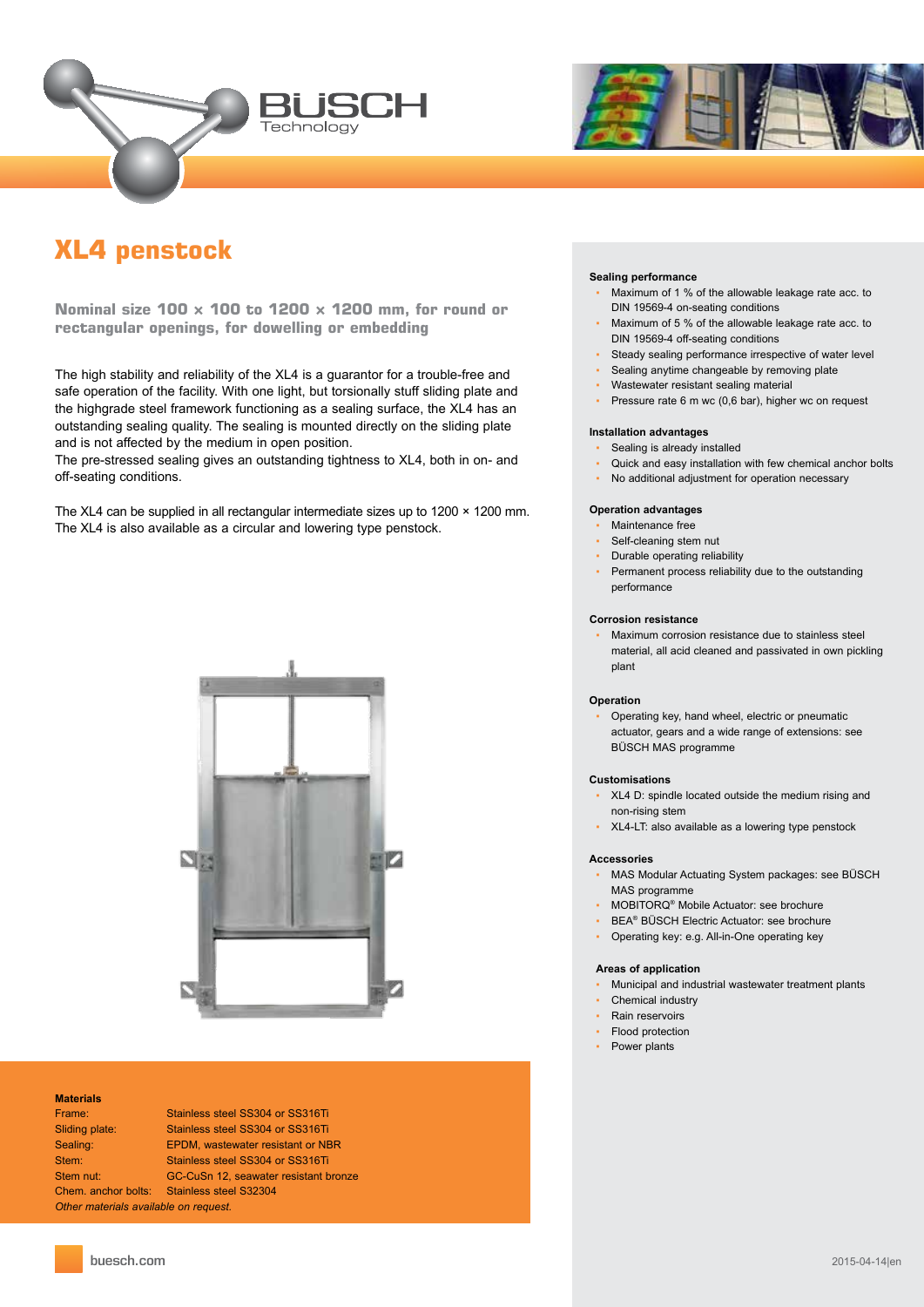# XL4 penstock

**Nominal size 100 × 100 to 1200 × 1200 mm, for round or rectangular openings, for dowelling or embedding**

The high stability and reliability of the XL4 is a guarantor for a trouble-free and safe operation of the facility. With one light, but torsionally stuff sliding plate and the highgrade steel framework functioning as a sealing surface, the XL4 has an outstanding sealing quality. The sealing is mounted directly on the sliding plate and is not affected by the medium in open position.
The pre-stressed sealing gives an outstanding tightness to XL4, both in on- and off-seating conditions.

The XL4 can be supplied in all rectangular intermediate sizes up to 1200 × 1200 mm.
The XL4 is also available as a circular and lowering type penstock.

**Materials**

| | |
|---|---|
| Frame: | Stainless steel SS304 or SS316Ti |
| Sliding plate: | Stainless steel SS304 or SS316Ti |
| Sealing: | EPDM, wastewater resistant or NBR |
| Stem: | Stainless steel SS304 or SS316Ti |
| Stem nut: | GC-CuSn 12, seawater resistant bronze |
| Chem. anchor bolts: | Stainless steel S32304 |

*Other materials available on request.*

**Sealing performance**

- Maximum of 1 % of the allowable leakage rate acc. to DIN 19569-4 on-seating conditions
- Maximum of 5 % of the allowable leakage rate acc. to DIN 19569-4 off-seating conditions
- Steady sealing performance irrespective of water level
- Sealing anytime changeable by removing plate
- Wastewater resistant sealing material
- Pressure rate 6 m wc (0,6 bar), higher wc on request

**Installation advantages**

- Sealing is already installed
- Quick and easy installation with few chemical anchor bolts
- No additional adjustment for operation necessary

**Operation advantages**

- Maintenance free
- Self-cleaning stem nut
- Durable operating reliability
- Permanent process reliability due to the outstanding performance

**Corrosion resistance**

- Maximum corrosion resistance due to stainless steel material, all acid cleaned and passivated in own pickling plant

**Operation**

- Operating key, hand wheel, electric or pneumatic actuator, gears and a wide range of extensions: see BÜSCH MAS programme

**Customisations**

- XL4 D: spindle located outside the medium rising and non-rising stem
- XL4-LT: also available as a lowering type penstock

**Accessories**

- MAS Modular Actuating System packages: see BÜSCH MAS programme
- MOBITORQ® Mobile Actuator: see brochure
- BEA® BÜSCH Electric Actuator: see brochure
- Operating key: e.g. All-in-One operating key

**Areas of application**

- Municipal and industrial wastewater treatment plants
- Chemical industry
- Rain reservoirs
- Flood protection
- Power plants

buesch.com

2015-04-14|en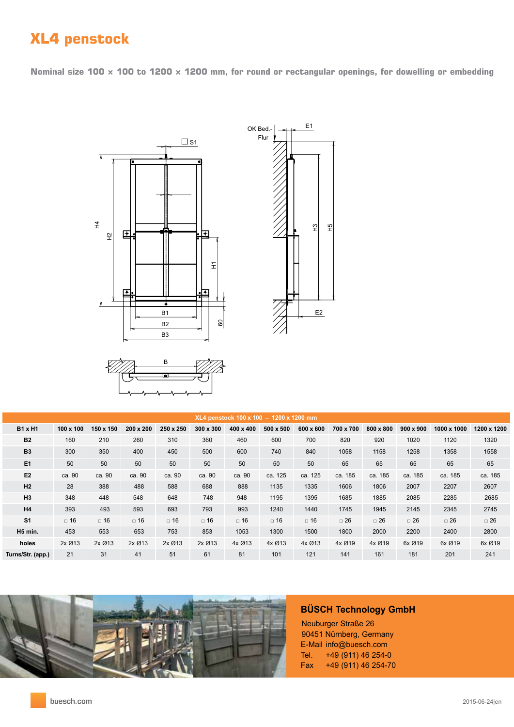# XL4 penstock

**Nominal size 100 × 100 to 1200 × 1200 mm, for round or rectangular openings, for dowelling or embedding**

S1

H4

H2

H1

B1

B2

B3

60

OK Bed.-
Flur

E1

H3

H5

E2

B

| XL4 penstock 100 x 100 – 1200 x 1200 mm | | | | | | | | | | | | |
|---|---|---|---|---|---|---|---|---|---|---|---|---|
| **B1 x H1** | **100 x 100** | **150 x 150** | **200 x 200** | **250 x 250** | **300 x 300** | **400 x 400** | **500 x 500** | **600 x 600** | **700 x 700** | **800 x 800** | **900 x 900** | **1000 x 1000** | **1200 x 1200** |
| **B2** | 160 | 210 | 260 | 310 | 360 | 460 | 600 | 700 | 820 | 920 | 1020 | 1120 | 1320 |
| **B3** | 300 | 350 | 400 | 450 | 500 | 600 | 740 | 840 | 1058 | 1158 | 1258 | 1358 | 1558 |
| **E1** | 50 | 50 | 50 | 50 | 50 | 50 | 50 | 50 | 65 | 65 | 65 | 65 | 65 |
| **E2** | ca. 90 | ca. 90 | ca. 90 | ca. 90 | ca. 90 | ca. 90 | ca. 125 | ca. 125 | ca. 185 | ca. 185 | ca. 185 | ca. 185 | ca. 185 |
| **H2** | 28 | 388 | 488 | 588 | 688 | 888 | 1135 | 1335 | 1606 | 1806 | 2007 | 2207 | 2607 |
| **H3** | 348 | 448 | 548 | 648 | 748 | 948 | 1195 | 1395 | 1685 | 1885 | 2085 | 2285 | 2685 |
| **H4** | 393 | 493 | 593 | 693 | 793 | 993 | 1240 | 1440 | 1745 | 1945 | 2145 | 2345 | 2745 |
| **S1** | □ 16 | □ 16 | □ 16 | □ 16 | □ 16 | □ 16 | □ 16 | □ 16 | □ 26 | □ 26 | □ 26 | □ 26 | □ 26 |
| **H5 min.** | 453 | 553 | 653 | 753 | 853 | 1053 | 1300 | 1500 | 1800 | 2000 | 2200 | 2400 | 2800 |
| **holes** | 2x Ø13 | 2x Ø13 | 2x Ø13 | 2x Ø13 | 2x Ø13 | 4x Ø13 | 4x Ø13 | 4x Ø13 | 4x Ø19 | 4x Ø19 | 6x Ø19 | 6x Ø19 | 6x Ø19 |
| **Turns/Str. (app.)** | 21 | 31 | 41 | 51 | 61 | 81 | 101 | 121 | 141 | 161 | 181 | 201 | 241 |

**BÜSCH Technology GmbH**

Neuburger Straße 26
90451 Nürnberg, Germany
E-Mail info@buesch.com
Tel. +49 (911) 46 254-0
Fax +49 (911) 46 254-70

buesch.com

2015-06-24|en